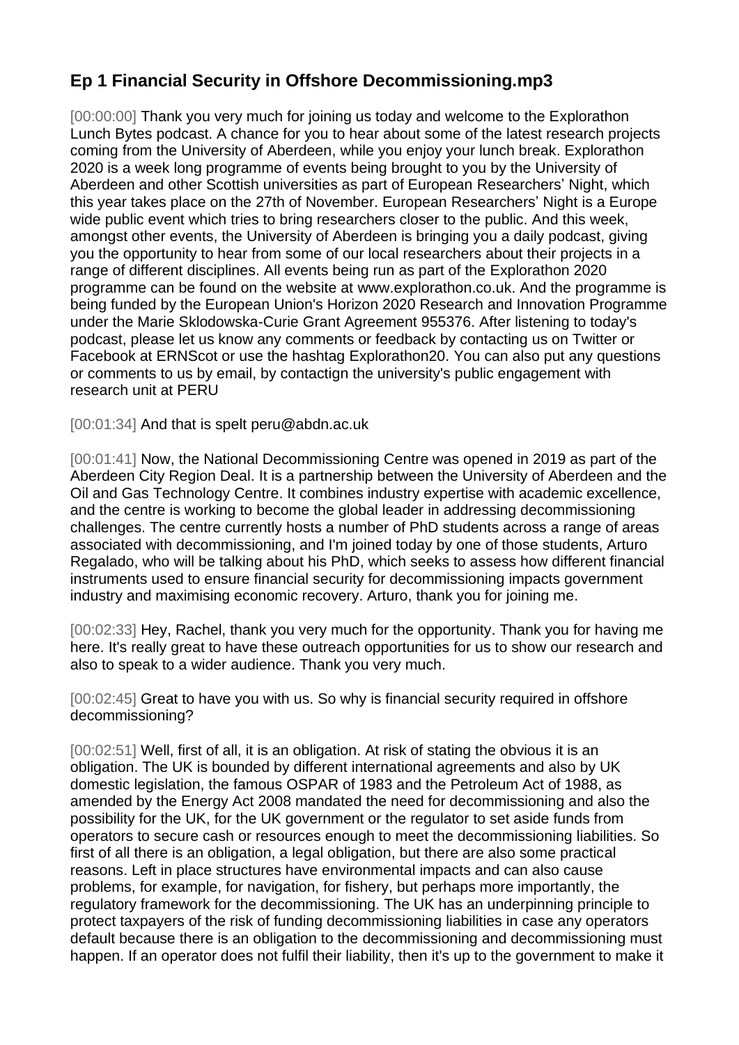## Ep 1 Financial Security in Offshore Decommissioning.mp3

[00:00:00] Thank you very much for joining us today and welcome to the Explorathon Lunch Bytes podcast. A chance for you to hear about some of the latest research projects coming from the University of Aberdeen, while you enjoy your lunch break. Explorathon 2020 is a week long programme of events being brought to you by the University of Aberdeen and other Scottish universities as part of European Researchers' Night, which this year takes place on the 27th of November. European Researchers' Night is a Europe wide public event which tries to bring researchers closer to the public. And this week, amongst other events, the University of Aberdeen is bringing you a daily podcast, giving you the opportunity to hear from some of our local researchers about their projects in a range of different disciplines. All events being run as part of the Explorathon 2020 programme can be found on the website at www.explorathon.co.uk. And the programme is being funded by the European Union's Horizon 2020 Research and Innovation Programme under the Marie Sklodowska-Curie Grant Agreement 955376. After listening to today's podcast, please let us know any comments or feedback by contacting us on Twitter or Facebook at ERNScot or use the hashtag Explorathon20. You can also put any questions or comments to us by email, by contactign the university's public engagement with research unit at PERU

[00:01:34] And that is spelt peru@abdn.ac.uk

[00:01:41] Now, the National Decommissioning Centre was opened in 2019 as part of the Aberdeen City Region Deal. It is a partnership between the University of Aberdeen and the Oil and Gas Technology Centre. It combines industry expertise with academic excellence, and the centre is working to become the global leader in addressing decommissioning challenges. The centre currently hosts a number of PhD students across a range of areas associated with decommissioning, and I'm joined today by one of those students, Arturo Regalado, who will be talking about his PhD, which seeks to assess how different financial instruments used to ensure financial security for decommissioning impacts government industry and maximising economic recovery. Arturo, thank you for joining me.

[00:02:33] Hey, Rachel, thank you very much for the opportunity. Thank you for having me here. It's really great to have these outreach opportunities for us to show our research and also to speak to a wider audience. Thank you very much.

[00:02:45] Great to have you with us. So why is financial security required in offshore decommissioning?

[00:02:51] Well, first of all, it is an obligation. At risk of stating the obvious it is an obligation. The UK is bounded by different international agreements and also by UK domestic legislation, the famous OSPAR of 1983 and the Petroleum Act of 1988, as amended by the Energy Act 2008 mandated the need for decommissioning and also the possibility for the UK, for the UK government or the regulator to set aside funds from operators to secure cash or resources enough to meet the decommissioning liabilities. So first of all there is an obligation, a legal obligation, but there are also some practical reasons. Left in place structures have environmental impacts and can also cause problems, for example, for navigation, for fishery, but perhaps more importantly, the regulatory framework for the decommissioning. The UK has an underpinning principle to protect taxpayers of the risk of funding decommissioning liabilities in case any operators default because there is an obligation to the decommissioning and decommissioning must happen. If an operator does not fulfil their liability, then it's up to the government to make it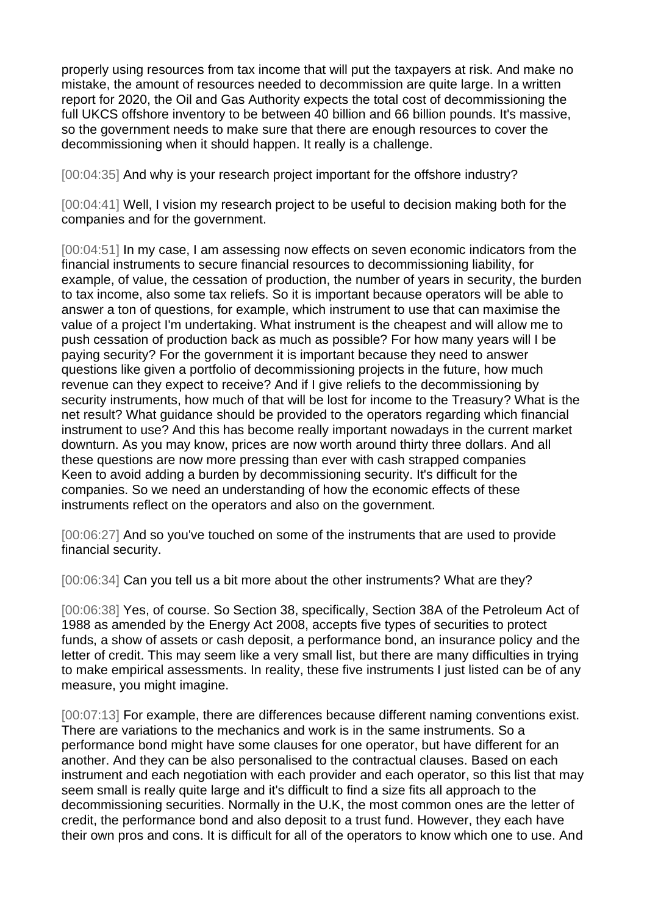properly using resources from tax income that will put the taxpayers at risk. And make no mistake, the amount of resources needed to decommission are quite large. In a written report for 2020, the Oil and Gas Authority expects the total cost of decommissioning the full UKCS offshore inventory to be between 40 billion and 66 billion pounds. It's massive, so the government needs to make sure that there are enough resources to cover the decommissioning when it should happen. It really is a challenge.

[00:04:35] And why is your research project important for the offshore industry?

[00:04:41] Well, I vision my research project to be useful to decision making both for the companies and for the government.

[00:04:51] In my case, I am assessing now effects on seven economic indicators from the financial instruments to secure financial resources to decommissioning liability, for example, of value, the cessation of production, the number of years in security, the burden to tax income, also some tax reliefs. So it is important because operators will be able to answer a ton of questions, for example, which instrument to use that can maximise the value of a project I'm undertaking. What instrument is the cheapest and will allow me to push cessation of production back as much as possible? For how many years will I be paying security? For the government it is important because they need to answer questions like given a portfolio of decommissioning projects in the future, how much revenue can they expect to receive? And if I give reliefs to the decommissioning by security instruments, how much of that will be lost for income to the Treasury? What is the net result? What guidance should be provided to the operators regarding which financial instrument to use? And this has become really important nowadays in the current market downturn. As you may know, prices are now worth around thirty three dollars. And all these questions are now more pressing than ever with cash strapped companies Keen to avoid adding a burden by decommissioning security. It's difficult for the companies. So we need an understanding of how the economic effects of these instruments reflect on the operators and also on the government.

[00:06:27] And so you've touched on some of the instruments that are used to provide financial security.

[00:06:34] Can you tell us a bit more about the other instruments? What are they?

[00:06:38] Yes, of course. So Section 38, specifically, Section 38A of the Petroleum Act of 1988 as amended by the Energy Act 2008, accepts five types of securities to protect funds, a show of assets or cash deposit, a performance bond, an insurance policy and the letter of credit. This may seem like a very small list, but there are many difficulties in trying to make empirical assessments. In reality, these five instruments I just listed can be of any measure, you might imagine.

[00:07:13] For example, there are differences because different naming conventions exist. There are variations to the mechanics and work is in the same instruments. So a performance bond might have some clauses for one operator, but have different for an another. And they can be also personalised to the contractual clauses. Based on each instrument and each negotiation with each provider and each operator, so this list that may seem small is really quite large and it's difficult to find a size fits all approach to the decommissioning securities. Normally in the U.K, the most common ones are the letter of credit, the performance bond and also deposit to a trust fund. However, they each have their own pros and cons. It is difficult for all of the operators to know which one to use. And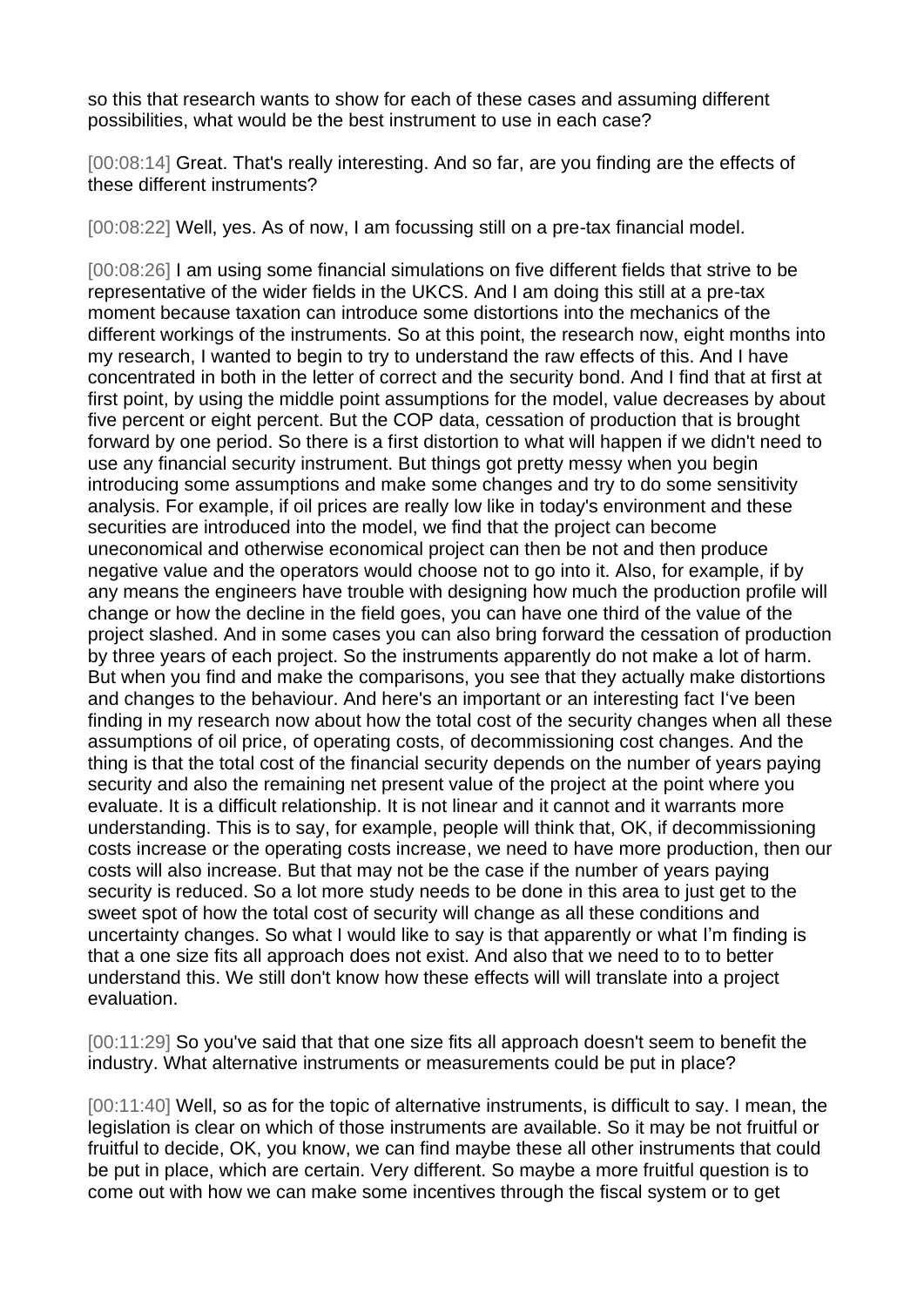so this that research wants to show for each of these cases and assuming different possibilities, what would be the best instrument to use in each case?

[00:08:14] Great. That's really interesting. And so far, are you finding are the effects of these different instruments?

[00:08:22] Well, yes. As of now, I am focussing still on a pre-tax financial model.

[00:08:26] I am using some financial simulations on five different fields that strive to be representative of the wider fields in the UKCS. And I am doing this still at a pre-tax moment because taxation can introduce some distortions into the mechanics of the different workings of the instruments. So at this point, the research now, eight months into my research, I wanted to begin to try to understand the raw effects of this. And I have concentrated in both in the letter of correct and the security bond. And I find that at first at first point, by using the middle point assumptions for the model, value decreases by about five percent or eight percent. But the COP data, cessation of production that is brought forward by one period. So there is a first distortion to what will happen if we didn't need to use any financial security instrument. But things got pretty messy when you begin introducing some assumptions and make some changes and try to do some sensitivity analysis. For example, if oil prices are really low like in today's environment and these securities are introduced into the model, we find that the project can become uneconomical and otherwise economical project can then be not and then produce negative value and the operators would choose not to go into it. Also, for example, if by any means the engineers have trouble with designing how much the production profile will change or how the decline in the field goes, you can have one third of the value of the project slashed. And in some cases you can also bring forward the cessation of production by three years of each project. So the instruments apparently do not make a lot of harm. But when you find and make the comparisons, you see that they actually make distortions and changes to the behaviour. And here's an important or an interesting fact I've been finding in my research now about how the total cost of the security changes when all these assumptions of oil price, of operating costs, of decommissioning cost changes. And the thing is that the total cost of the financial security depends on the number of years paying security and also the remaining net present value of the project at the point where you evaluate. It is a difficult relationship. It is not linear and it cannot and it warrants more understanding. This is to say, for example, people will think that, OK, if decommissioning costs increase or the operating costs increase, we need to have more production, then our costs will also increase. But that may not be the case if the number of years paying security is reduced. So a lot more study needs to be done in this area to just get to the sweet spot of how the total cost of security will change as all these conditions and uncertainty changes. So what I would like to say is that apparently or what I'm finding is that a one size fits all approach does not exist. And also that we need to to to better understand this. We still don't know how these effects will will translate into a project evaluation.

[00:11:29] So you've said that that one size fits all approach doesn't seem to benefit the industry. What alternative instruments or measurements could be put in place?

[00:11:40] Well, so as for the topic of alternative instruments, is difficult to say. I mean, the legislation is clear on which of those instruments are available. So it may be not fruitful or fruitful to decide, OK, you know, we can find maybe these all other instruments that could be put in place, which are certain. Very different. So maybe a more fruitful question is to come out with how we can make some incentives through the fiscal system or to get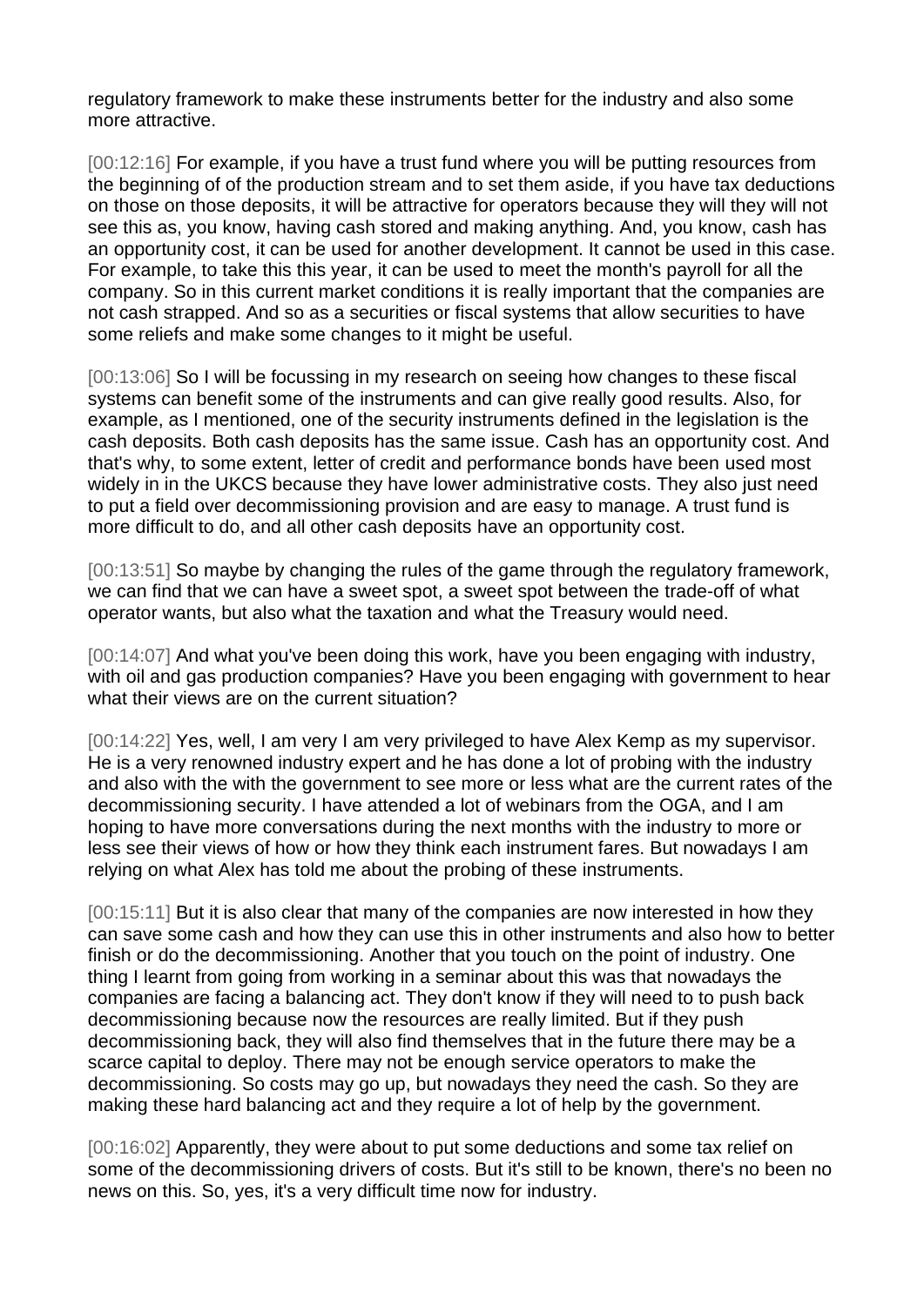regulatory framework to make these instruments better for the industry and also some more attractive.

[00:12:16] For example, if you have a trust fund where you will be putting resources from the beginning of of the production stream and to set them aside, if you have tax deductions on those on those deposits, it will be attractive for operators because they will they will not see this as, you know, having cash stored and making anything. And, you know, cash has an opportunity cost, it can be used for another development. It cannot be used in this case. For example, to take this this year, it can be used to meet the month's payroll for all the company. So in this current market conditions it is really important that the companies are not cash strapped. And so as a securities or fiscal systems that allow securities to have some reliefs and make some changes to it might be useful.

[00:13:06] So I will be focussing in my research on seeing how changes to these fiscal systems can benefit some of the instruments and can give really good results. Also, for example, as I mentioned, one of the security instruments defined in the legislation is the cash deposits. Both cash deposits has the same issue. Cash has an opportunity cost. And that's why, to some extent, letter of credit and performance bonds have been used most widely in in the UKCS because they have lower administrative costs. They also just need to put a field over decommissioning provision and are easy to manage. A trust fund is more difficult to do, and all other cash deposits have an opportunity cost.

[00:13:51] So maybe by changing the rules of the game through the regulatory framework, we can find that we can have a sweet spot, a sweet spot between the trade-off of what operator wants, but also what the taxation and what the Treasury would need.

[00:14:07] And what you've been doing this work, have you been engaging with industry, with oil and gas production companies? Have you been engaging with government to hear what their views are on the current situation?

[00:14:22] Yes, well, I am very I am very privileged to have Alex Kemp as my supervisor. He is a very renowned industry expert and he has done a lot of probing with the industry and also with the with the government to see more or less what are the current rates of the decommissioning security. I have attended a lot of webinars from the OGA, and I am hoping to have more conversations during the next months with the industry to more or less see their views of how or how they think each instrument fares. But nowadays I am relying on what Alex has told me about the probing of these instruments.

[00:15:11] But it is also clear that many of the companies are now interested in how they can save some cash and how they can use this in other instruments and also how to better finish or do the decommissioning. Another that you touch on the point of industry. One thing I learnt from going from working in a seminar about this was that nowadays the companies are facing a balancing act. They don't know if they will need to to push back decommissioning because now the resources are really limited. But if they push decommissioning back, they will also find themselves that in the future there may be a scarce capital to deploy. There may not be enough service operators to make the decommissioning. So costs may go up, but nowadays they need the cash. So they are making these hard balancing act and they require a lot of help by the government.

[00:16:02] Apparently, they were about to put some deductions and some tax relief on some of the decommissioning drivers of costs. But it's still to be known, there's no been no news on this. So, yes, it's a very difficult time now for industry.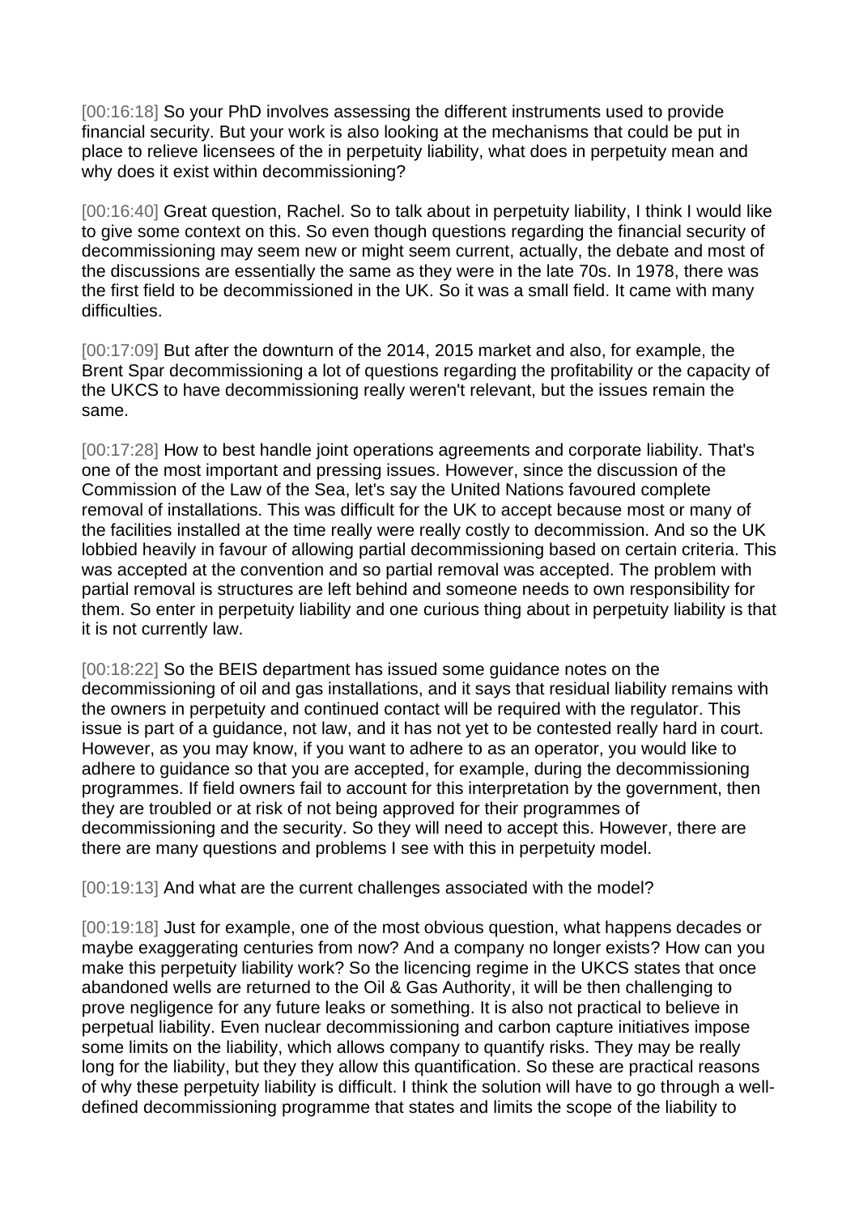[00:16:18] So your PhD involves assessing the different instruments used to provide financial security. But your work is also looking at the mechanisms that could be put in place to relieve licensees of the in perpetuity liability, what does in perpetuity mean and why does it exist within decommissioning?

[00:16:40] Great question, Rachel. So to talk about in perpetuity liability, I think I would like to give some context on this. So even though questions regarding the financial security of decommissioning may seem new or might seem current, actually, the debate and most of the discussions are essentially the same as they were in the late 70s. In 1978, there was the first field to be decommissioned in the UK. So it was a small field. It came with many difficulties.

[00:17:09] But after the downturn of the 2014, 2015 market and also, for example, the Brent Spar decommissioning a lot of questions regarding the profitability or the capacity of the UKCS to have decommissioning really weren't relevant, but the issues remain the same.

[00:17:28] How to best handle joint operations agreements and corporate liability. That's one of the most important and pressing issues. However, since the discussion of the Commission of the Law of the Sea, let's say the United Nations favoured complete removal of installations. This was difficult for the UK to accept because most or many of the facilities installed at the time really were really costly to decommission. And so the UK lobbied heavily in favour of allowing partial decommissioning based on certain criteria. This was accepted at the convention and so partial removal was accepted. The problem with partial removal is structures are left behind and someone needs to own responsibility for them. So enter in perpetuity liability and one curious thing about in perpetuity liability is that it is not currently law.

[00:18:22] So the BEIS department has issued some guidance notes on the decommissioning of oil and gas installations, and it says that residual liability remains with the owners in perpetuity and continued contact will be required with the regulator. This issue is part of a guidance, not law, and it has not yet to be contested really hard in court. However, as you may know, if you want to adhere to as an operator, you would like to adhere to guidance so that you are accepted, for example, during the decommissioning programmes. If field owners fail to account for this interpretation by the government, then they are troubled or at risk of not being approved for their programmes of decommissioning and the security. So they will need to accept this. However, there are there are many questions and problems I see with this in perpetuity model.

[00:19:13] And what are the current challenges associated with the model?

[00:19:18] Just for example, one of the most obvious question, what happens decades or maybe exaggerating centuries from now? And a company no longer exists? How can you make this perpetuity liability work? So the licencing regime in the UKCS states that once abandoned wells are returned to the Oil & Gas Authority, it will be then challenging to prove negligence for any future leaks or something. It is also not practical to believe in perpetual liability. Even nuclear decommissioning and carbon capture initiatives impose some limits on the liability, which allows company to quantify risks. They may be really long for the liability, but they they allow this quantification. So these are practical reasons of why these perpetuity liability is difficult. I think the solution will have to go through a well-defined decommissioning programme that states and limits the scope of the liability to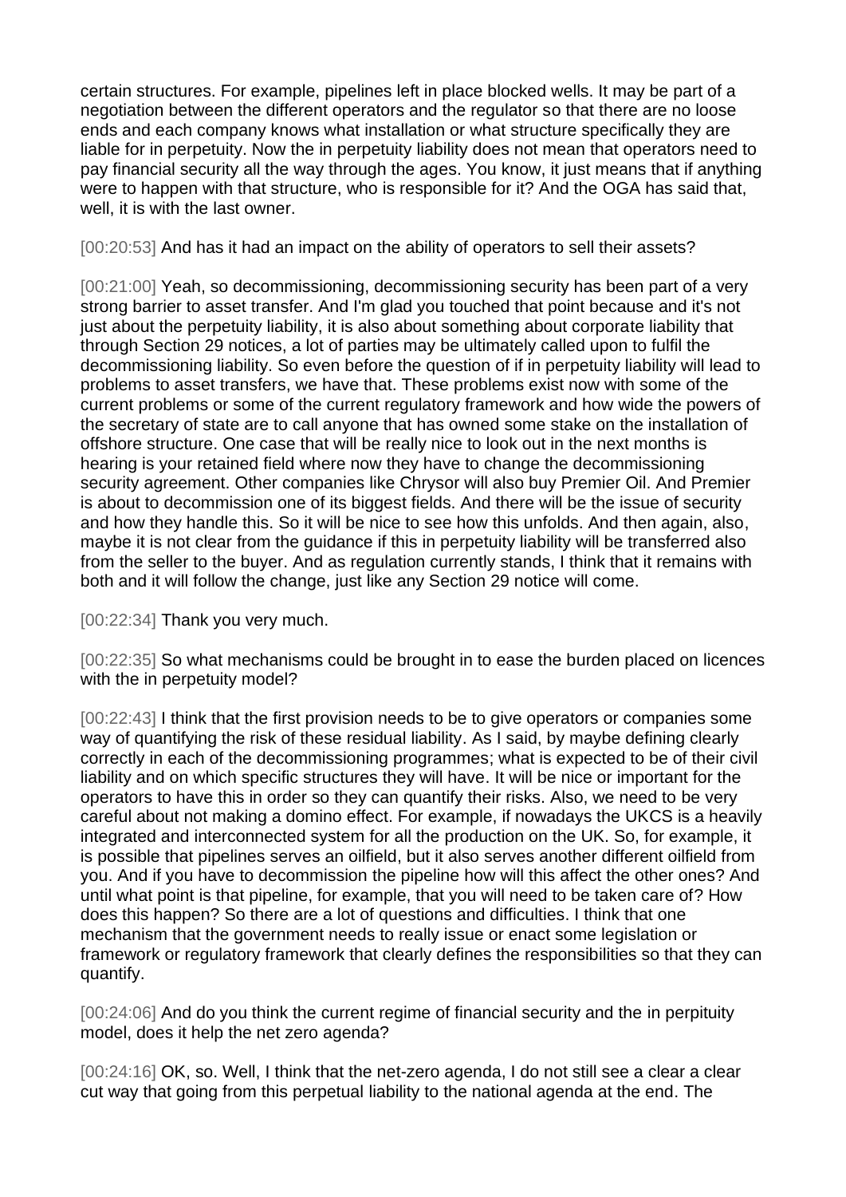certain structures. For example, pipelines left in place blocked wells. It may be part of a negotiation between the different operators and the regulator so that there are no loose ends and each company knows what installation or what structure specifically they are liable for in perpetuity. Now the in perpetuity liability does not mean that operators need to pay financial security all the way through the ages. You know, it just means that if anything were to happen with that structure, who is responsible for it? And the OGA has said that, well, it is with the last owner.

[00:20:53] And has it had an impact on the ability of operators to sell their assets?

[00:21:00] Yeah, so decommissioning, decommissioning security has been part of a very strong barrier to asset transfer. And I'm glad you touched that point because and it's not just about the perpetuity liability, it is also about something about corporate liability that through Section 29 notices, a lot of parties may be ultimately called upon to fulfil the decommissioning liability. So even before the question of if in perpetuity liability will lead to problems to asset transfers, we have that. These problems exist now with some of the current problems or some of the current regulatory framework and how wide the powers of the secretary of state are to call anyone that has owned some stake on the installation of offshore structure. One case that will be really nice to look out in the next months is hearing is your retained field where now they have to change the decommissioning security agreement. Other companies like Chrysor will also buy Premier Oil. And Premier is about to decommission one of its biggest fields. And there will be the issue of security and how they handle this. So it will be nice to see how this unfolds. And then again, also, maybe it is not clear from the guidance if this in perpetuity liability will be transferred also from the seller to the buyer. And as regulation currently stands, I think that it remains with both and it will follow the change, just like any Section 29 notice will come.

[00:22:34] Thank you very much.

[00:22:35] So what mechanisms could be brought in to ease the burden placed on licences with the in perpetuity model?

[00:22:43] I think that the first provision needs to be to give operators or companies some way of quantifying the risk of these residual liability. As I said, by maybe defining clearly correctly in each of the decommissioning programmes; what is expected to be of their civil liability and on which specific structures they will have. It will be nice or important for the operators to have this in order so they can quantify their risks. Also, we need to be very careful about not making a domino effect. For example, if nowadays the UKCS is a heavily integrated and interconnected system for all the production on the UK. So, for example, it is possible that pipelines serves an oilfield, but it also serves another different oilfield from you. And if you have to decommission the pipeline how will this affect the other ones? And until what point is that pipeline, for example, that you will need to be taken care of? How does this happen? So there are a lot of questions and difficulties. I think that one mechanism that the government needs to really issue or enact some legislation or framework or regulatory framework that clearly defines the responsibilities so that they can quantify.

[00:24:06] And do you think the current regime of financial security and the in perpituity model, does it help the net zero agenda?

[00:24:16] OK, so. Well, I think that the net-zero agenda, I do not still see a clear a clear cut way that going from this perpetual liability to the national agenda at the end. The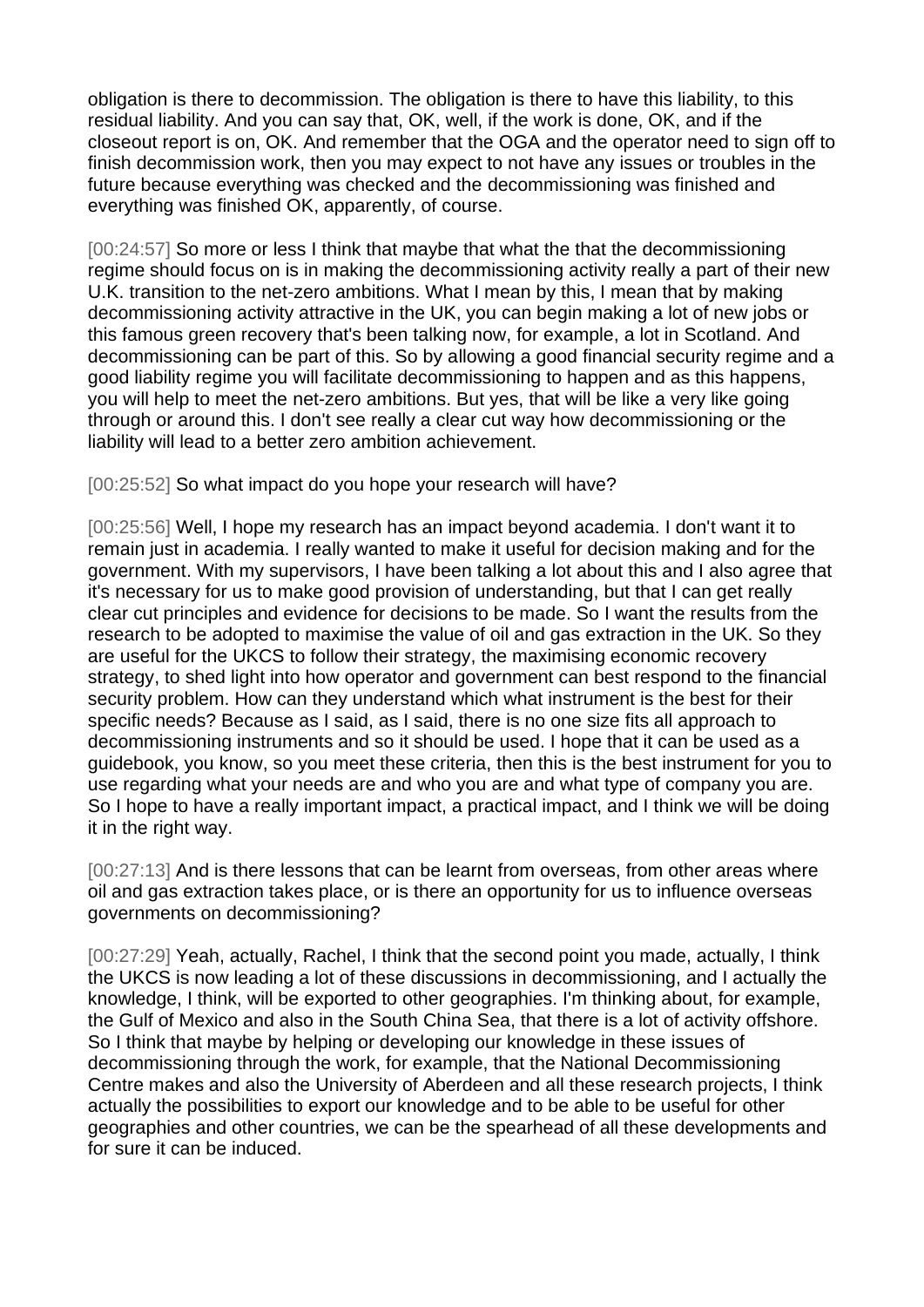obligation is there to decommission. The obligation is there to have this liability, to this residual liability. And you can say that, OK, well, if the work is done, OK, and if the closeout report is on, OK. And remember that the OGA and the operator need to sign off to finish decommission work, then you may expect to not have any issues or troubles in the future because everything was checked and the decommissioning was finished and everything was finished OK, apparently, of course.

[00:24:57] So more or less I think that maybe that what the that the decommissioning regime should focus on is in making the decommissioning activity really a part of their new U.K. transition to the net-zero ambitions. What I mean by this, I mean that by making decommissioning activity attractive in the UK, you can begin making a lot of new jobs or this famous green recovery that's been talking now, for example, a lot in Scotland. And decommissioning can be part of this. So by allowing a good financial security regime and a good liability regime you will facilitate decommissioning to happen and as this happens, you will help to meet the net-zero ambitions. But yes, that will be like a very like going through or around this. I don't see really a clear cut way how decommissioning or the liability will lead to a better zero ambition achievement.

[00:25:52] So what impact do you hope your research will have?

[00:25:56] Well, I hope my research has an impact beyond academia. I don't want it to remain just in academia. I really wanted to make it useful for decision making and for the government. With my supervisors, I have been talking a lot about this and I also agree that it's necessary for us to make good provision of understanding, but that I can get really clear cut principles and evidence for decisions to be made. So I want the results from the research to be adopted to maximise the value of oil and gas extraction in the UK. So they are useful for the UKCS to follow their strategy, the maximising economic recovery strategy, to shed light into how operator and government can best respond to the financial security problem. How can they understand which what instrument is the best for their specific needs? Because as I said, as I said, there is no one size fits all approach to decommissioning instruments and so it should be used. I hope that it can be used as a guidebook, you know, so you meet these criteria, then this is the best instrument for you to use regarding what your needs are and who you are and what type of company you are. So I hope to have a really important impact, a practical impact, and I think we will be doing it in the right way.

[00:27:13] And is there lessons that can be learnt from overseas, from other areas where oil and gas extraction takes place, or is there an opportunity for us to influence overseas governments on decommissioning?

[00:27:29] Yeah, actually, Rachel, I think that the second point you made, actually, I think the UKCS is now leading a lot of these discussions in decommissioning, and I actually the knowledge, I think, will be exported to other geographies. I'm thinking about, for example, the Gulf of Mexico and also in the South China Sea, that there is a lot of activity offshore. So I think that maybe by helping or developing our knowledge in these issues of decommissioning through the work, for example, that the National Decommissioning Centre makes and also the University of Aberdeen and all these research projects, I think actually the possibilities to export our knowledge and to be able to be useful for other geographies and other countries, we can be the spearhead of all these developments and for sure it can be induced.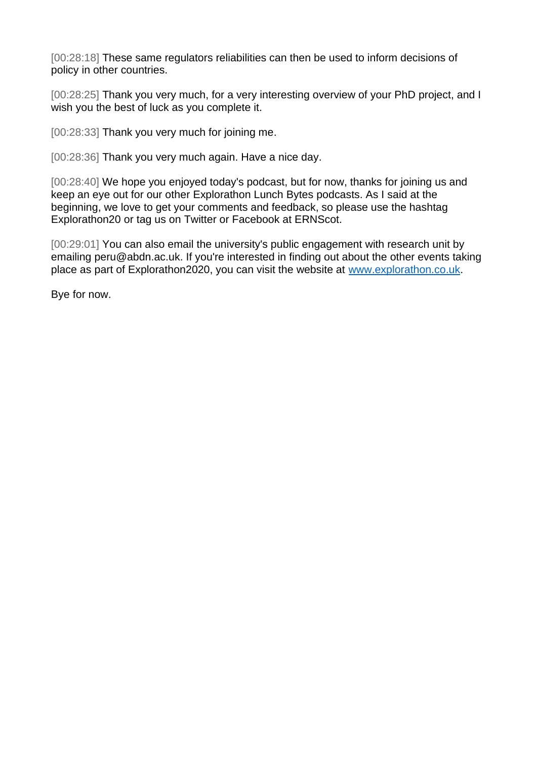[00:28:18] These same regulators reliabilities can then be used to inform decisions of policy in other countries.

[00:28:25] Thank you very much, for a very interesting overview of your PhD project, and I wish you the best of luck as you complete it.

[00:28:33] Thank you very much for joining me.

[00:28:36] Thank you very much again. Have a nice day.

[00:28:40] We hope you enjoyed today's podcast, but for now, thanks for joining us and keep an eye out for our other Explorathon Lunch Bytes podcasts. As I said at the beginning, we love to get your comments and feedback, so please use the hashtag Explorathon20 or tag us on Twitter or Facebook at ERNScot.

[00:29:01] You can also email the university's public engagement with research unit by emailing peru@abdn.ac.uk. If you're interested in finding out about the other events taking place as part of Explorathon2020, you can visit the website at [www.explorathon.co.uk](http://www.explorathon.co.uk).

Bye for now.